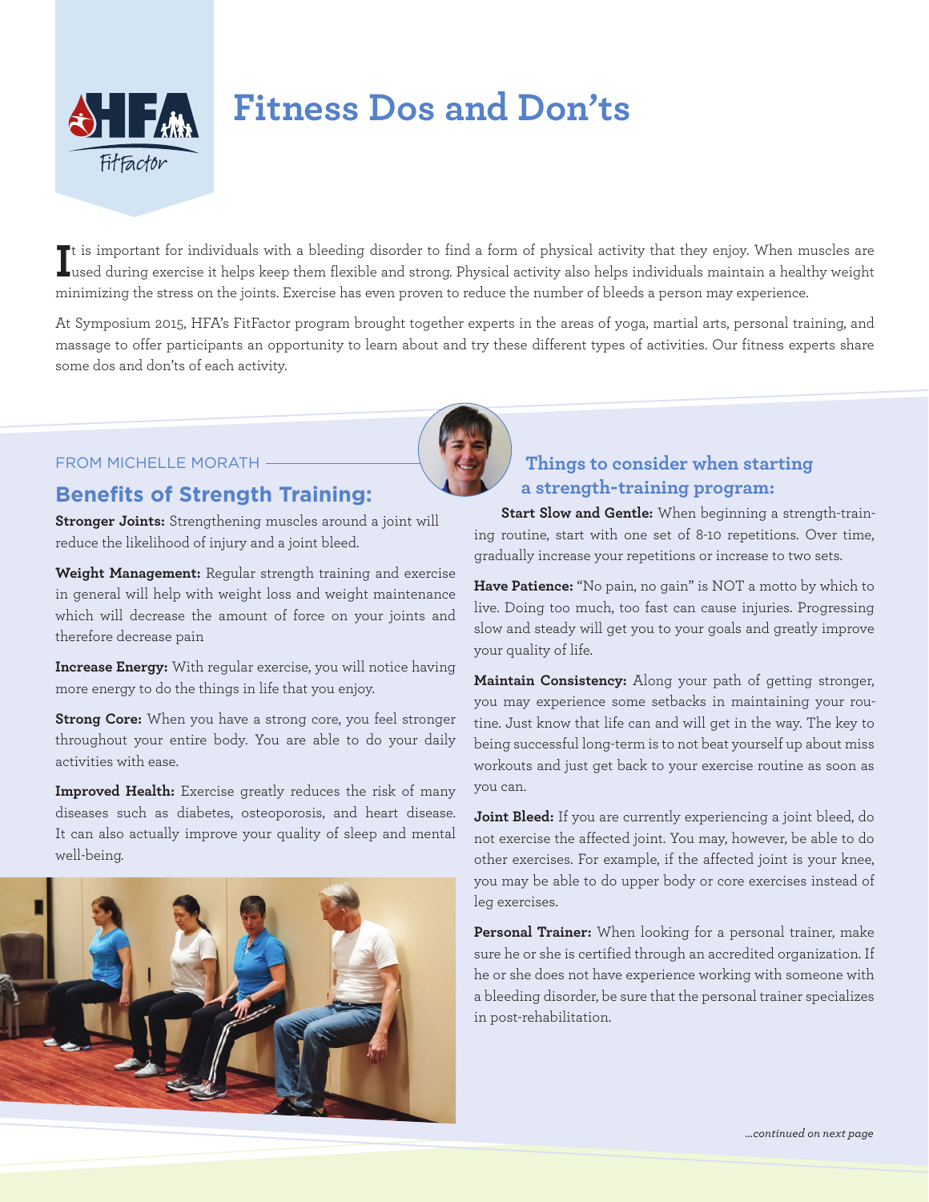# Fitness Dos and Don'ts

It is important for individuals with a bleeding disorder to find a form of physical activity that they enjoy. When muscles are used during exercise it helps keep them flexible and strong. Physical activity also helps individuals maintain a healthy weight minimizing the stress on the joints. Exercise has even proven to reduce the number of bleeds a person may experience.

At Symposium 2015, HFA's FitFactor program brought together experts in the areas of yoga, martial arts, personal training, and massage to offer participants an opportunity to learn about and try these different types of activities. Our fitness experts share some dos and don'ts of each activity.

FROM MICHELLE MORATH

## Benefits of Strength Training:

**Stronger Joints:** Strengthening muscles around a joint will reduce the likelihood of injury and a joint bleed.

**Weight Management:** Regular strength training and exercise in general will help with weight loss and weight maintenance which will decrease the amount of force on your joints and therefore decrease pain

**Increase Energy:** With regular exercise, you will notice having more energy to do the things in life that you enjoy.

**Strong Core:** When you have a strong core, you feel stronger throughout your entire body. You are able to do your daily activities with ease.

**Improved Health:** Exercise greatly reduces the risk of many diseases such as diabetes, osteoporosis, and heart disease. It can also actually improve your quality of sleep and mental well-being.

## Things to consider when starting a strength-training program:

**Start Slow and Gentle:** When beginning a strength-training routine, start with one set of 8-10 repetitions. Over time, gradually increase your repetitions or increase to two sets.

**Have Patience:** "No pain, no gain" is NOT a motto by which to live. Doing too much, too fast can cause injuries. Progressing slow and steady will get you to your goals and greatly improve your quality of life.

**Maintain Consistency:** Along your path of getting stronger, you may experience some setbacks in maintaining your routine. Just know that life can and will get in the way. The key to being successful long-term is to not beat yourself up about miss workouts and just get back to your exercise routine as soon as you can.

**Joint Bleed:** If you are currently experiencing a joint bleed, do not exercise the affected joint. You may, however, be able to do other exercises. For example, if the affected joint is your knee, you may be able to do upper body or core exercises instead of leg exercises.

**Personal Trainer:** When looking for a personal trainer, make sure he or she is certified through an accredited organization. If he or she does not have experience working with someone with a bleeding disorder, be sure that the personal trainer specializes in post-rehabilitation.

*...continued on next page*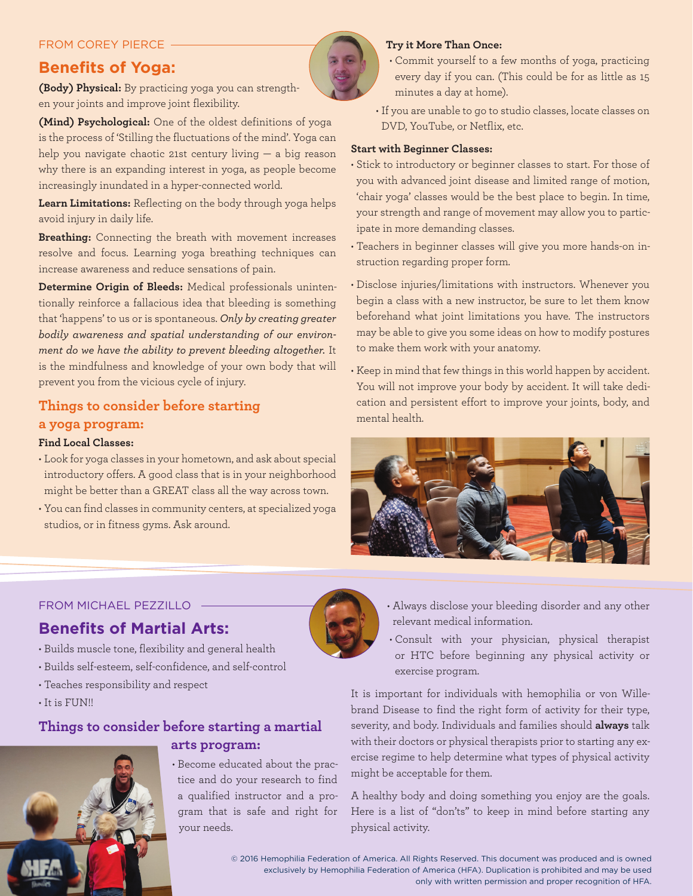FROM COREY PIERCE

## Benefits of Yoga:

**(Body) Physical:** By practicing yoga you can strengthen your joints and improve joint flexibility.

**(Mind) Psychological:** One of the oldest definitions of yoga is the process of 'Stilling the fluctuations of the mind'. Yoga can help you navigate chaotic 21st century living — a big reason why there is an expanding interest in yoga, as people become increasingly inundated in a hyper-connected world.

**Learn Limitations:** Reflecting on the body through yoga helps avoid injury in daily life.

**Breathing:** Connecting the breath with movement increases resolve and focus. Learning yoga breathing techniques can increase awareness and reduce sensations of pain.

**Determine Origin of Bleeds:** Medical professionals unintentionally reinforce a fallacious idea that bleeding is something that 'happens' to us or is spontaneous. *Only by creating greater bodily awareness and spatial understanding of our environment do we have the ability to prevent bleeding altogether.* It is the mindfulness and knowledge of your own body that will prevent you from the vicious cycle of injury.

## Things to consider before starting a yoga program:

**Find Local Classes:**

- Look for yoga classes in your hometown, and ask about special introductory offers. A good class that is in your neighborhood might be better than a GREAT class all the way across town.
- You can find classes in community centers, at specialized yoga studios, or in fitness gyms. Ask around.

**Try it More Than Once:**

- Commit yourself to a few months of yoga, practicing every day if you can. (This could be for as little as 15 minutes a day at home).
- If you are unable to go to studio classes, locate classes on DVD, YouTube, or Netflix, etc.

**Start with Beginner Classes:**

- Stick to introductory or beginner classes to start. For those of you with advanced joint disease and limited range of motion, 'chair yoga' classes would be the best place to begin. In time, your strength and range of movement may allow you to participate in more demanding classes.
- Teachers in beginner classes will give you more hands-on instruction regarding proper form.
- Disclose injuries/limitations with instructors. Whenever you begin a class with a new instructor, be sure to let them know beforehand what joint limitations you have. The instructors may be able to give you some ideas on how to modify postures to make them work with your anatomy.
- Keep in mind that few things in this world happen by accident. You will not improve your body by accident. It will take dedication and persistent effort to improve your joints, body, and mental health.

FROM MICHAEL PEZZILLO

## Benefits of Martial Arts:

- Builds muscle tone, flexibility and general health
- Builds self-esteem, self-confidence, and self-control
- Teaches responsibility and respect
- It is FUN!!

## Things to consider before starting a martial arts program:

- Become educated about the practice and do your research to find a qualified instructor and a program that is safe and right for your needs.
- Always disclose your bleeding disorder and any other relevant medical information.
- Consult with your physician, physical therapist or HTC before beginning any physical activity or exercise program.

It is important for individuals with hemophilia or von Willebrand Disease to find the right form of activity for their type, severity, and body. Individuals and families should **always** talk with their doctors or physical therapists prior to starting any exercise regime to help determine what types of physical activity might be acceptable for them.

A healthy body and doing something you enjoy are the goals. Here is a list of "don'ts" to keep in mind before starting any physical activity.

© 2016 Hemophilia Federation of America. All Rights Reserved. This document was produced and is owned exclusively by Hemophilia Federation of America (HFA). Duplication is prohibited and may be used only with written permission and proper recognition of HFA.